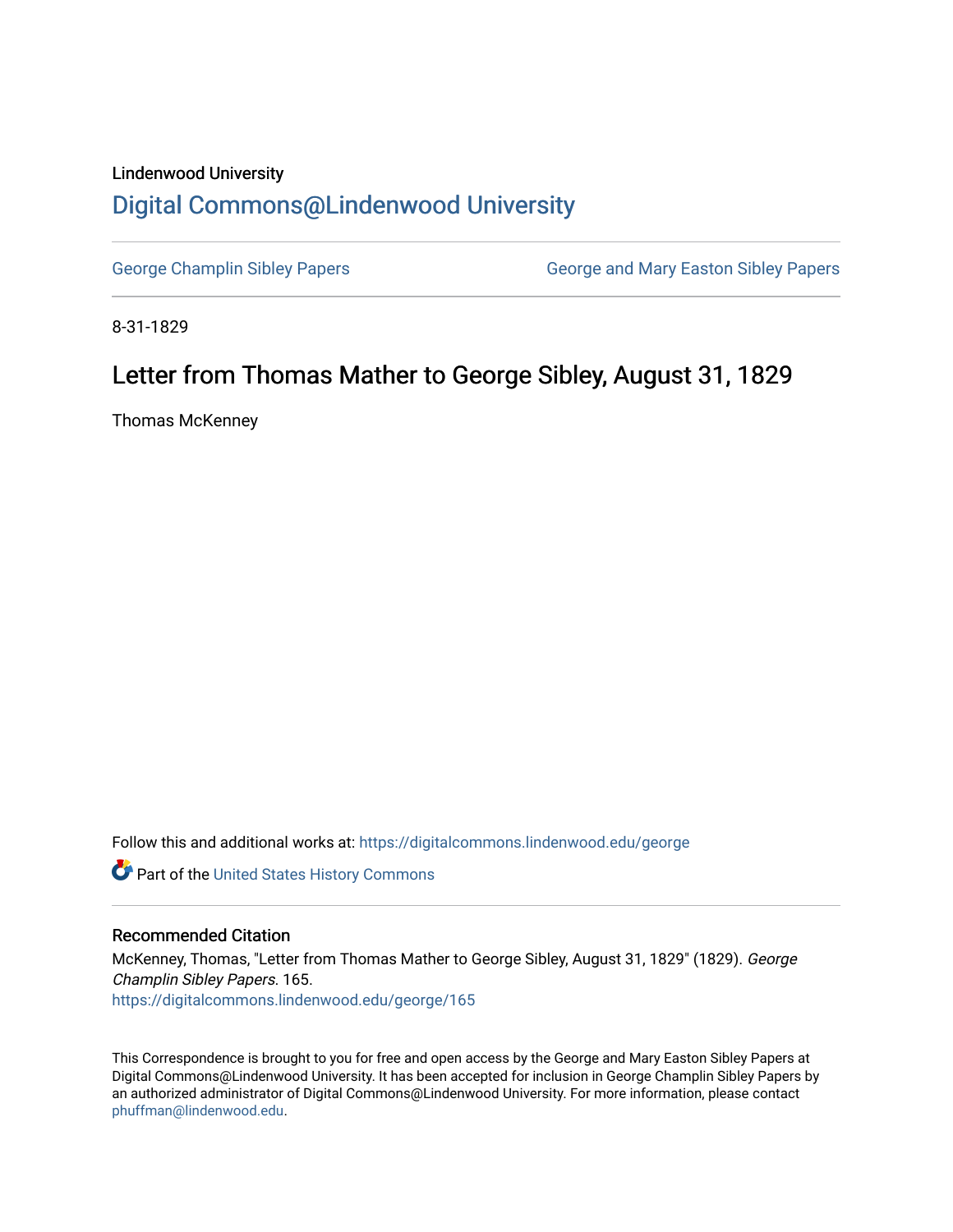Lindenwood University

# Digital Commons@Lindenwood University

George Champlin Sibley Papers | George and Mary Easton Sibley Papers

8-31-1829

## Letter from Thomas Mather to George Sibley, August 31, 1829

Thomas McKenney

Follow this and additional works at: https://digitalcommons.lindenwood.edu/george

Part of the United States History Commons

### Recommended Citation

McKenney, Thomas, "Letter from Thomas Mather to George Sibley, August 31, 1829" (1829). *George Champlin Sibley Papers*. 165.
https://digitalcommons.lindenwood.edu/george/165

This Correspondence is brought to you for free and open access by the George and Mary Easton Sibley Papers at Digital Commons@Lindenwood University. It has been accepted for inclusion in George Champlin Sibley Papers by an authorized administrator of Digital Commons@Lindenwood University. For more information, please contact phuffman@lindenwood.edu.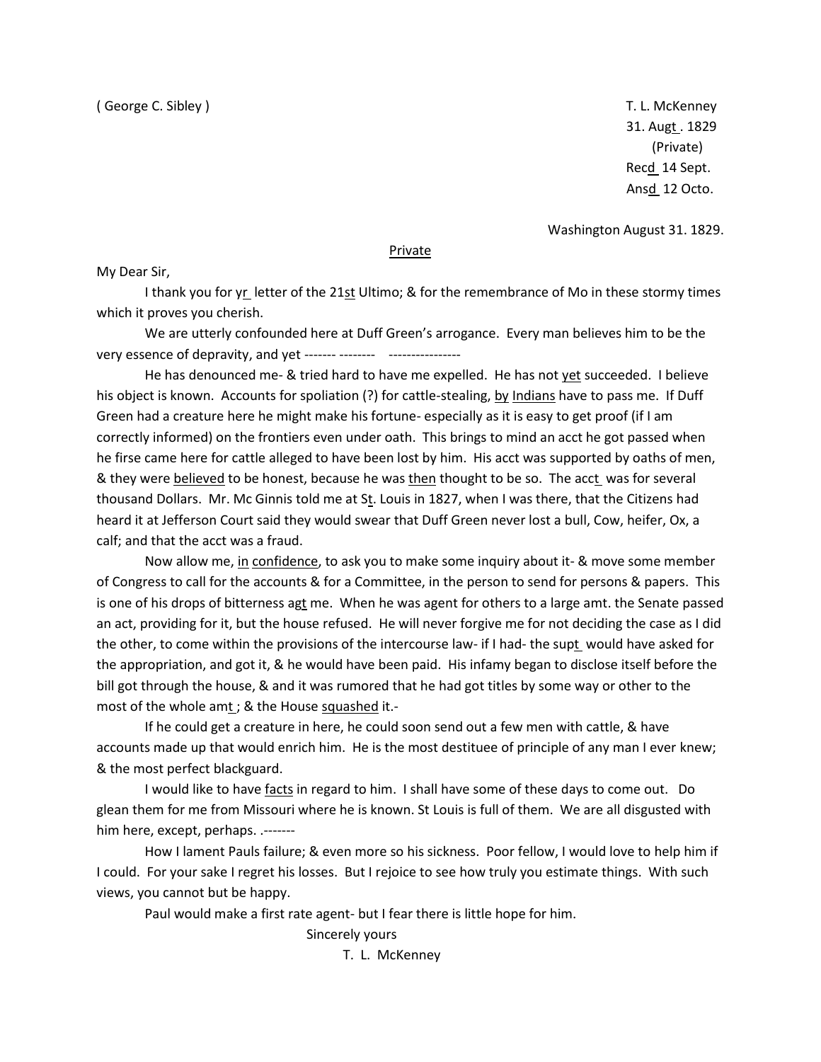( George C. Sibley )

T. L. McKenney
31. Augt. 1829
(Private)
Recd 14 Sept.
Ansd 12 Octo.

Washington August 31. 1829.

Private

My Dear Sir,

I thank you for yr letter of the 21st Ultimo; & for the remembrance of Mo in these stormy times which it proves you cherish.

We are utterly confounded here at Duff Green's arrogance. Every man believes him to be the very essence of depravity, and yet ------- -------- ----------------

He has denounced me- & tried hard to have me expelled. He has not yet succeeded. I believe his object is known. Accounts for spoliation (?) for cattle-stealing, by Indians have to pass me. If Duff Green had a creature here he might make his fortune- especially as it is easy to get proof (if I am correctly informed) on the frontiers even under oath. This brings to mind an acct he got passed when he firse came here for cattle alleged to have been lost by him. His acct was supported by oaths of men, & they were believed to be honest, because he was then thought to be so. The acct was for several thousand Dollars. Mr. Mc Ginnis told me at St. Louis in 1827, when I was there, that the Citizens had heard it at Jefferson Court said they would swear that Duff Green never lost a bull, Cow, heifer, Ox, a calf; and that the acct was a fraud.

Now allow me, in confidence, to ask you to make some inquiry about it- & move some member of Congress to call for the accounts & for a Committee, in the person to send for persons & papers. This is one of his drops of bitterness agt me. When he was agent for others to a large amt. the Senate passed an act, providing for it, but the house refused. He will never forgive me for not deciding the case as I did the other, to come within the provisions of the intercourse law- if I had- the supt would have asked for the appropriation, and got it, & he would have been paid. His infamy began to disclose itself before the bill got through the house, & and it was rumored that he had got titles by some way or other to the most of the whole amt; & the House squashed it.-

If he could get a creature in here, he could soon send out a few men with cattle, & have accounts made up that would enrich him. He is the most destituee of principle of any man I ever knew; & the most perfect blackguard.

I would like to have facts in regard to him. I shall have some of these days to come out. Do glean them for me from Missouri where he is known. St Louis is full of them. We are all disgusted with him here, except, perhaps. .-------

How I lament Pauls failure; & even more so his sickness. Poor fellow, I would love to help him if I could. For your sake I regret his losses. But I rejoice to see how truly you estimate things. With such views, you cannot but be happy.

Paul would make a first rate agent- but I fear there is little hope for him.

Sincerely yours

T. L. McKenney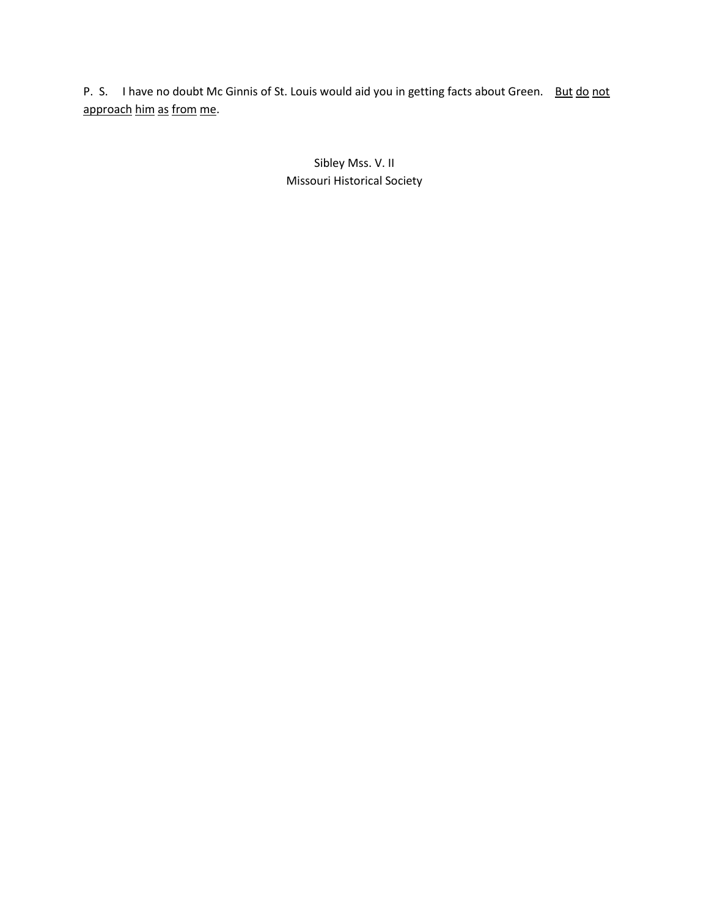P. S. I have no doubt Mc Ginnis of St. Louis would aid you in getting facts about Green. <u>But</u> <u>do</u> <u>not</u> <u>approach</u> <u>him</u> <u>as</u> <u>from</u> <u>me</u>.

Sibley Mss. V. II
Missouri Historical Society